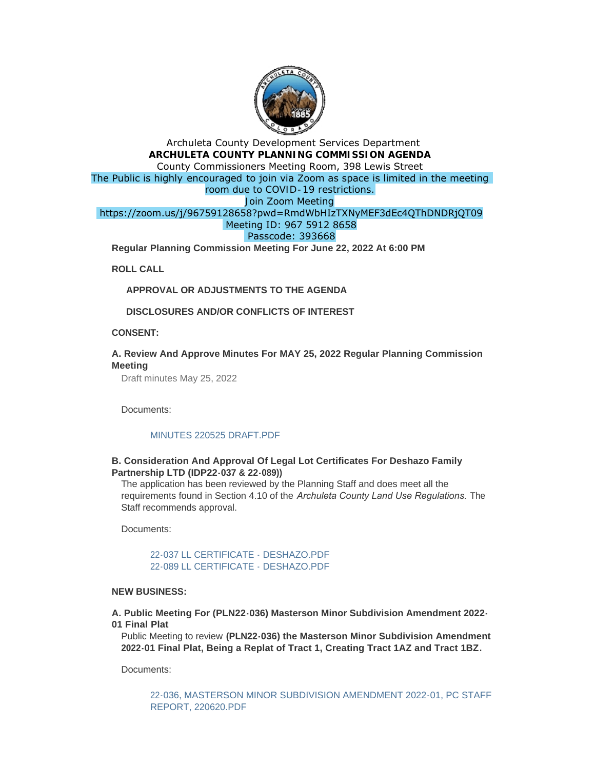Archuleta County Development Services Department

**ARCHULETA COUNTY PLANNING COMMISSION AGENDA**

County Commissioners Meeting Room, 398 Lewis Street

The Public is highly encouraged to join via Zoom as space is limited in the meeting room due to COVID-19 restrictions.

Join Zoom Meeting

https://zoom.us/j/96759128658?pwd=RmdWbHIzTXNyMEF3dEc4QThDNDRjQT09

Meeting ID: 967 5912 8658

Passcode: 393668

**Regular Planning Commission Meeting For June 22, 2022 At 6:00 PM**

**ROLL CALL**

**APPROVAL OR ADJUSTMENTS TO THE AGENDA**

**DISCLOSURES AND/OR CONFLICTS OF INTEREST**

**CONSENT:**

**A. Review And Approve Minutes For MAY 25, 2022 Regular Planning Commission Meeting**

Draft minutes May 25, 2022

Documents:

MINUTES 220525 DRAFT.PDF

**B. Consideration And Approval Of Legal Lot Certificates For Deshazo Family Partnership LTD (IDP22-037 & 22-089))**

The application has been reviewed by the Planning Staff and does meet all the requirements found in Section 4.10 of the *Archuleta County Land Use Regulations.* The Staff recommends approval.

Documents:

22-037 LL CERTIFICATE - DESHAZO.PDF
22-089 LL CERTIFICATE - DESHAZO.PDF

**NEW BUSINESS:**

**A. Public Meeting For (PLN22-036) Masterson Minor Subdivision Amendment 2022-01 Final Plat**

Public Meeting to review **(PLN22-036) the Masterson Minor Subdivision Amendment 2022-01 Final Plat, Being a Replat of Tract 1, Creating Tract 1AZ and Tract 1BZ.**

Documents:

22-036, MASTERSON MINOR SUBDIVISION AMENDMENT 2022-01, PC STAFF REPORT, 220620.PDF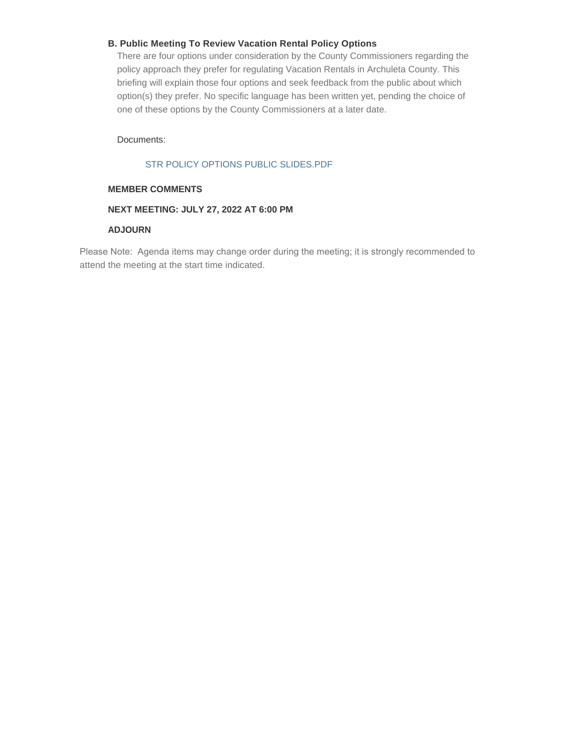**B. Public Meeting To Review Vacation Rental Policy Options**

There are four options under consideration by the County Commissioners regarding the policy approach they prefer for regulating Vacation Rentals in Archuleta County. This briefing will explain those four options and seek feedback from the public about which option(s) they prefer. No specific language has been written yet, pending the choice of one of these options by the County Commissioners at a later date.

Documents:

STR POLICY OPTIONS PUBLIC SLIDES.PDF

**MEMBER COMMENTS**

**NEXT MEETING: JULY 27, 2022 AT 6:00 PM**

**ADJOURN**

Please Note: Agenda items may change order during the meeting; it is strongly recommended to attend the meeting at the start time indicated.